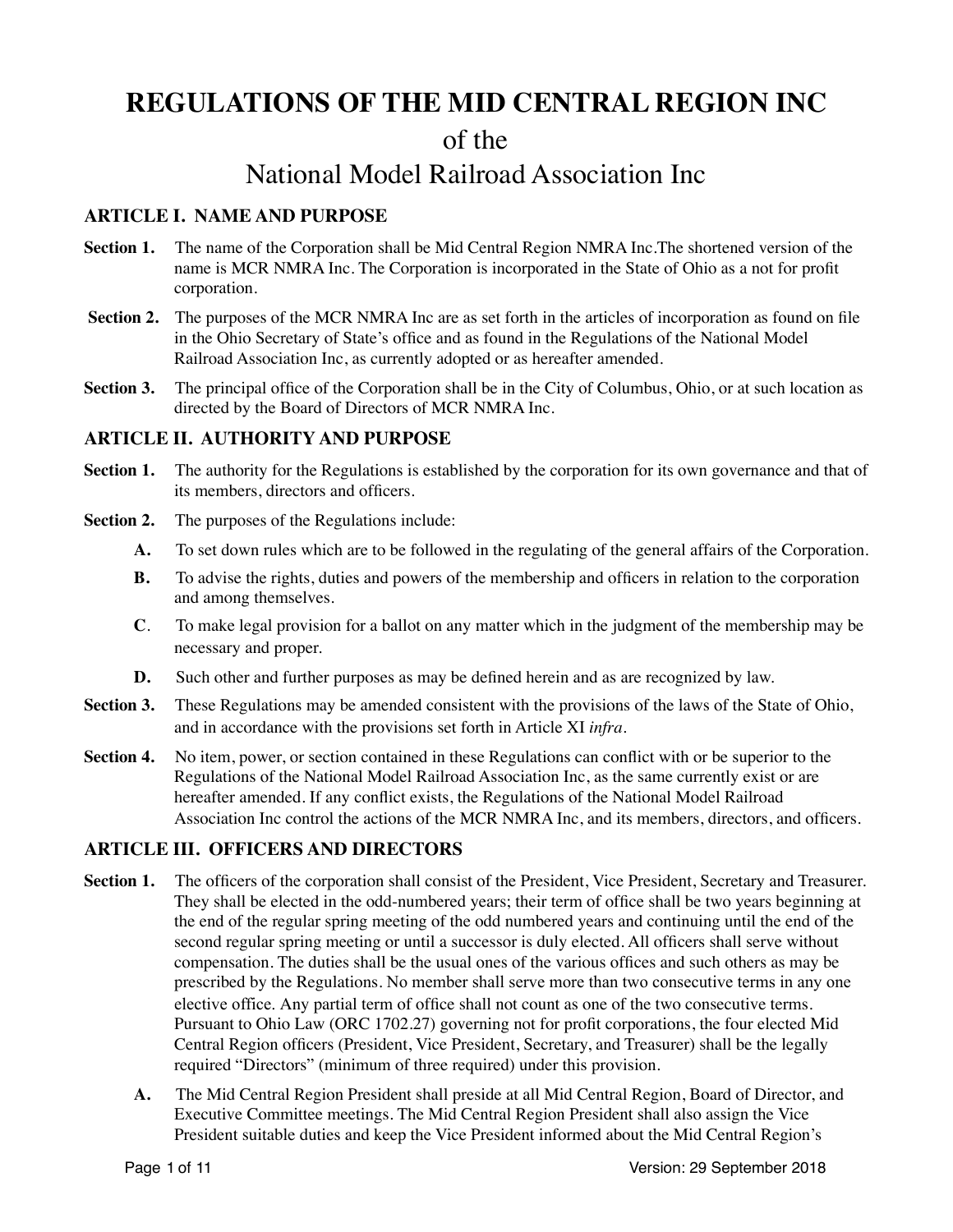# REGULATIONS OF THE MID CENTRAL REGION INC

## of the

## National Model Railroad Association Inc

### ARTICLE I. NAME AND PURPOSE

**Section 1.** The name of the Corporation shall be Mid Central Region NMRA Inc.The shortened version of the name is MCR NMRA Inc. The Corporation is incorporated in the State of Ohio as a not for profit corporation.

**Section 2.** The purposes of the MCR NMRA Inc are as set forth in the articles of incorporation as found on file in the Ohio Secretary of State's office and as found in the Regulations of the National Model Railroad Association Inc, as currently adopted or as hereafter amended.

**Section 3.** The principal office of the Corporation shall be in the City of Columbus, Ohio, or at such location as directed by the Board of Directors of MCR NMRA Inc.

### ARTICLE II. AUTHORITY AND PURPOSE

**Section 1.** The authority for the Regulations is established by the corporation for its own governance and that of its members, directors and officers.

**Section 2.** The purposes of the Regulations include:

- **A.** To set down rules which are to be followed in the regulating of the general affairs of the Corporation.
- **B.** To advise the rights, duties and powers of the membership and officers in relation to the corporation and among themselves.
- **C**. To make legal provision for a ballot on any matter which in the judgment of the membership may be necessary and proper.
- **D.** Such other and further purposes as may be defined herein and as are recognized by law.

**Section 3.** These Regulations may be amended consistent with the provisions of the laws of the State of Ohio, and in accordance with the provisions set forth in Article XI *infra*.

**Section 4.** No item, power, or section contained in these Regulations can conflict with or be superior to the Regulations of the National Model Railroad Association Inc, as the same currently exist or are hereafter amended. If any conflict exists, the Regulations of the National Model Railroad Association Inc control the actions of the MCR NMRA Inc, and its members, directors, and officers.

### ARTICLE III. OFFICERS AND DIRECTORS

**Section 1.** The officers of the corporation shall consist of the President, Vice President, Secretary and Treasurer. They shall be elected in the odd-numbered years; their term of office shall be two years beginning at the end of the regular spring meeting of the odd numbered years and continuing until the end of the second regular spring meeting or until a successor is duly elected. All officers shall serve without compensation. The duties shall be the usual ones of the various offices and such others as may be prescribed by the Regulations. No member shall serve more than two consecutive terms in any one elective office. Any partial term of office shall not count as one of the two consecutive terms. Pursuant to Ohio Law (ORC 1702.27) governing not for profit corporations, the four elected Mid Central Region officers (President, Vice President, Secretary, and Treasurer) shall be the legally required "Directors" (minimum of three required) under this provision.

- **A.** The Mid Central Region President shall preside at all Mid Central Region, Board of Director, and Executive Committee meetings. The Mid Central Region President shall also assign the Vice President suitable duties and keep the Vice President informed about the Mid Central Region's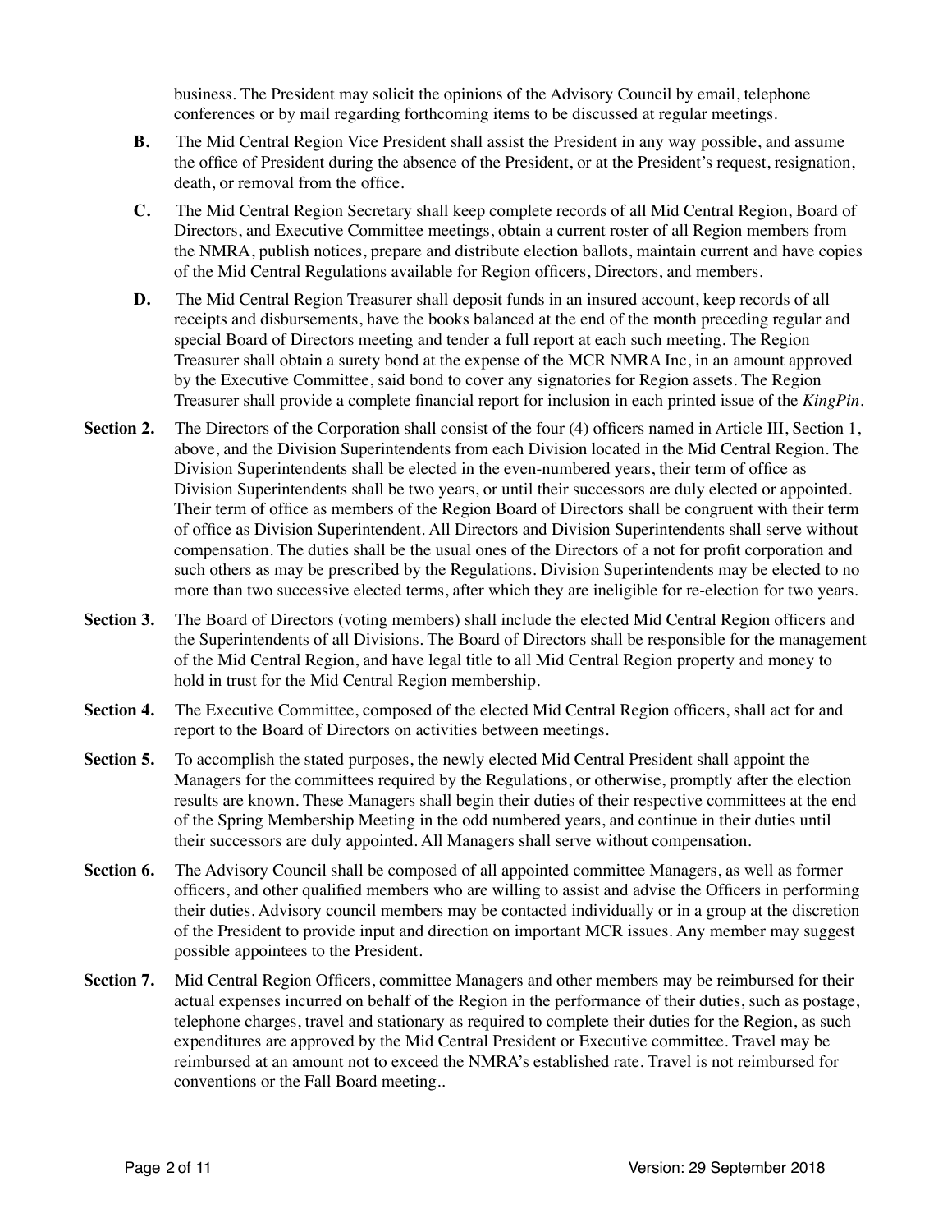business. The President may solicit the opinions of the Advisory Council by email, telephone conferences or by mail regarding forthcoming items to be discussed at regular meetings.

**B.** The Mid Central Region Vice President shall assist the President in any way possible, and assume the office of President during the absence of the President, or at the President's request, resignation, death, or removal from the office.

**C.** The Mid Central Region Secretary shall keep complete records of all Mid Central Region, Board of Directors, and Executive Committee meetings, obtain a current roster of all Region members from the NMRA, publish notices, prepare and distribute election ballots, maintain current and have copies of the Mid Central Regulations available for Region officers, Directors, and members.

**D.** The Mid Central Region Treasurer shall deposit funds in an insured account, keep records of all receipts and disbursements, have the books balanced at the end of the month preceding regular and special Board of Directors meeting and tender a full report at each such meeting. The Region Treasurer shall obtain a surety bond at the expense of the MCR NMRA Inc, in an amount approved by the Executive Committee, said bond to cover any signatories for Region assets. The Region Treasurer shall provide a complete financial report for inclusion in each printed issue of the *KingPin*.

**Section 2.** The Directors of the Corporation shall consist of the four (4) officers named in Article III, Section 1, above, and the Division Superintendents from each Division located in the Mid Central Region. The Division Superintendents shall be elected in the even-numbered years, their term of office as Division Superintendents shall be two years, or until their successors are duly elected or appointed. Their term of office as members of the Region Board of Directors shall be congruent with their term of office as Division Superintendent. All Directors and Division Superintendents shall serve without compensation. The duties shall be the usual ones of the Directors of a not for profit corporation and such others as may be prescribed by the Regulations. Division Superintendents may be elected to no more than two successive elected terms, after which they are ineligible for re-election for two years.

**Section 3.** The Board of Directors (voting members) shall include the elected Mid Central Region officers and the Superintendents of all Divisions. The Board of Directors shall be responsible for the management of the Mid Central Region, and have legal title to all Mid Central Region property and money to hold in trust for the Mid Central Region membership.

**Section 4.** The Executive Committee, composed of the elected Mid Central Region officers, shall act for and report to the Board of Directors on activities between meetings.

**Section 5.** To accomplish the stated purposes, the newly elected Mid Central President shall appoint the Managers for the committees required by the Regulations, or otherwise, promptly after the election results are known. These Managers shall begin their duties of their respective committees at the end of the Spring Membership Meeting in the odd numbered years, and continue in their duties until their successors are duly appointed. All Managers shall serve without compensation.

**Section 6.** The Advisory Council shall be composed of all appointed committee Managers, as well as former officers, and other qualified members who are willing to assist and advise the Officers in performing their duties. Advisory council members may be contacted individually or in a group at the discretion of the President to provide input and direction on important MCR issues. Any member may suggest possible appointees to the President.

**Section 7.** Mid Central Region Officers, committee Managers and other members may be reimbursed for their actual expenses incurred on behalf of the Region in the performance of their duties, such as postage, telephone charges, travel and stationary as required to complete their duties for the Region, as such expenditures are approved by the Mid Central President or Executive committee. Travel may be reimbursed at an amount not to exceed the NMRA's established rate. Travel is not reimbursed for conventions or the Fall Board meeting..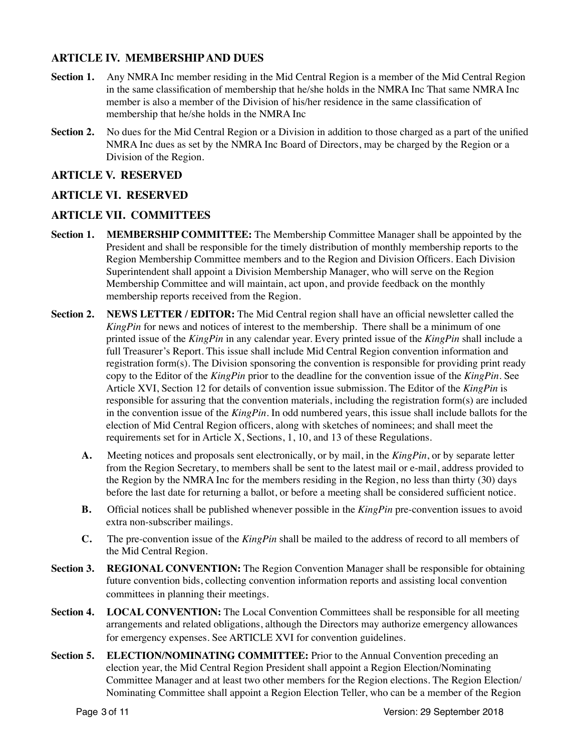## ARTICLE IV. MEMBERSHIP AND DUES

**Section 1.** Any NMRA Inc member residing in the Mid Central Region is a member of the Mid Central Region in the same classification of membership that he/she holds in the NMRA Inc That same NMRA Inc member is also a member of the Division of his/her residence in the same classification of membership that he/she holds in the NMRA Inc

**Section 2.** No dues for the Mid Central Region or a Division in addition to those charged as a part of the unified NMRA Inc dues as set by the NMRA Inc Board of Directors, may be charged by the Region or a Division of the Region.

## ARTICLE V. RESERVED

## ARTICLE VI. RESERVED

## ARTICLE VII. COMMITTEES

**Section 1. MEMBERSHIP COMMITTEE:** The Membership Committee Manager shall be appointed by the President and shall be responsible for the timely distribution of monthly membership reports to the Region Membership Committee members and to the Region and Division Officers. Each Division Superintendent shall appoint a Division Membership Manager, who will serve on the Region Membership Committee and will maintain, act upon, and provide feedback on the monthly membership reports received from the Region.

**Section 2. NEWS LETTER / EDITOR:** The Mid Central region shall have an official newsletter called the *KingPin* for news and notices of interest to the membership. There shall be a minimum of one printed issue of the *KingPin* in any calendar year. Every printed issue of the *KingPin* shall include a full Treasurer's Report. This issue shall include Mid Central Region convention information and registration form(s). The Division sponsoring the convention is responsible for providing print ready copy to the Editor of the *KingPin* prior to the deadline for the convention issue of the *KingPin*. See Article XVI, Section 12 for details of convention issue submission. The Editor of the *KingPin* is responsible for assuring that the convention materials, including the registration form(s) are included in the convention issue of the *KingPin*. In odd numbered years, this issue shall include ballots for the election of Mid Central Region officers, along with sketches of nominees; and shall meet the requirements set for in Article X, Sections, 1, 10, and 13 of these Regulations.

- **A.** Meeting notices and proposals sent electronically, or by mail, in the *KingPin*, or by separate letter from the Region Secretary, to members shall be sent to the latest mail or e-mail, address provided to the Region by the NMRA Inc for the members residing in the Region, no less than thirty (30) days before the last date for returning a ballot, or before a meeting shall be considered sufficient notice.
- **B.** Official notices shall be published whenever possible in the *KingPin* pre-convention issues to avoid extra non-subscriber mailings.
- **C.** The pre-convention issue of the *KingPin* shall be mailed to the address of record to all members of the Mid Central Region.

**Section 3. REGIONAL CONVENTION:** The Region Convention Manager shall be responsible for obtaining future convention bids, collecting convention information reports and assisting local convention committees in planning their meetings.

**Section 4. LOCAL CONVENTION:** The Local Convention Committees shall be responsible for all meeting arrangements and related obligations, although the Directors may authorize emergency allowances for emergency expenses. See ARTICLE XVI for convention guidelines.

**Section 5. ELECTION/NOMINATING COMMITTEE:** Prior to the Annual Convention preceding an election year, the Mid Central Region President shall appoint a Region Election/Nominating Committee Manager and at least two other members for the Region elections. The Region Election/ Nominating Committee shall appoint a Region Election Teller, who can be a member of the Region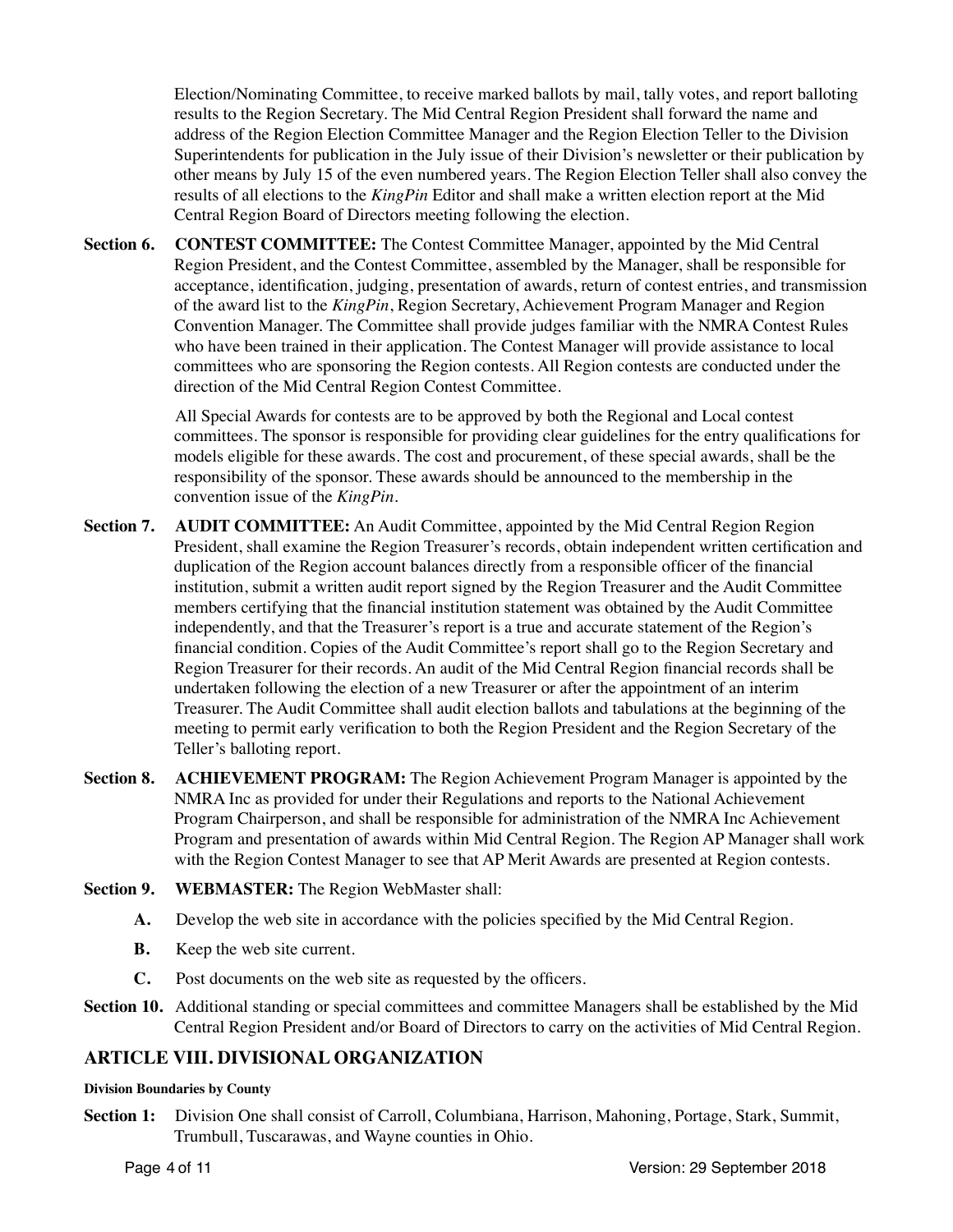Election/Nominating Committee, to receive marked ballots by mail, tally votes, and report balloting results to the Region Secretary. The Mid Central Region President shall forward the name and address of the Region Election Committee Manager and the Region Election Teller to the Division Superintendents for publication in the July issue of their Division's newsletter or their publication by other means by July 15 of the even numbered years. The Region Election Teller shall also convey the results of all elections to the *KingPin* Editor and shall make a written election report at the Mid Central Region Board of Directors meeting following the election.

**Section 6.** **CONTEST COMMITTEE:** The Contest Committee Manager, appointed by the Mid Central Region President, and the Contest Committee, assembled by the Manager, shall be responsible for acceptance, identification, judging, presentation of awards, return of contest entries, and transmission of the award list to the *KingPin*, Region Secretary, Achievement Program Manager and Region Convention Manager. The Committee shall provide judges familiar with the NMRA Contest Rules who have been trained in their application. The Contest Manager will provide assistance to local committees who are sponsoring the Region contests. All Region contests are conducted under the direction of the Mid Central Region Contest Committee.

All Special Awards for contests are to be approved by both the Regional and Local contest committees. The sponsor is responsible for providing clear guidelines for the entry qualifications for models eligible for these awards. The cost and procurement, of these special awards, shall be the responsibility of the sponsor. These awards should be announced to the membership in the convention issue of the *KingPin*.

**Section 7.** **AUDIT COMMITTEE:** An Audit Committee, appointed by the Mid Central Region Region President, shall examine the Region Treasurer's records, obtain independent written certification and duplication of the Region account balances directly from a responsible officer of the financial institution, submit a written audit report signed by the Region Treasurer and the Audit Committee members certifying that the financial institution statement was obtained by the Audit Committee independently, and that the Treasurer's report is a true and accurate statement of the Region's financial condition. Copies of the Audit Committee's report shall go to the Region Secretary and Region Treasurer for their records. An audit of the Mid Central Region financial records shall be undertaken following the election of a new Treasurer or after the appointment of an interim Treasurer. The Audit Committee shall audit election ballots and tabulations at the beginning of the meeting to permit early verification to both the Region President and the Region Secretary of the Teller's balloting report.

**Section 8.** **ACHIEVEMENT PROGRAM:** The Region Achievement Program Manager is appointed by the NMRA Inc as provided for under their Regulations and reports to the National Achievement Program Chairperson, and shall be responsible for administration of the NMRA Inc Achievement Program and presentation of awards within Mid Central Region. The Region AP Manager shall work with the Region Contest Manager to see that AP Merit Awards are presented at Region contests.

**Section 9.** **WEBMASTER:** The Region WebMaster shall:

- **A.** Develop the web site in accordance with the policies specified by the Mid Central Region.
- **B.** Keep the web site current.
- **C.** Post documents on the web site as requested by the officers.

**Section 10.** Additional standing or special committees and committee Managers shall be established by the Mid Central Region President and/or Board of Directors to carry on the activities of Mid Central Region.

## ARTICLE VIII. DIVISIONAL ORGANIZATION

#### Division Boundaries by County

**Section 1:** Division One shall consist of Carroll, Columbiana, Harrison, Mahoning, Portage, Stark, Summit, Trumbull, Tuscarawas, and Wayne counties in Ohio.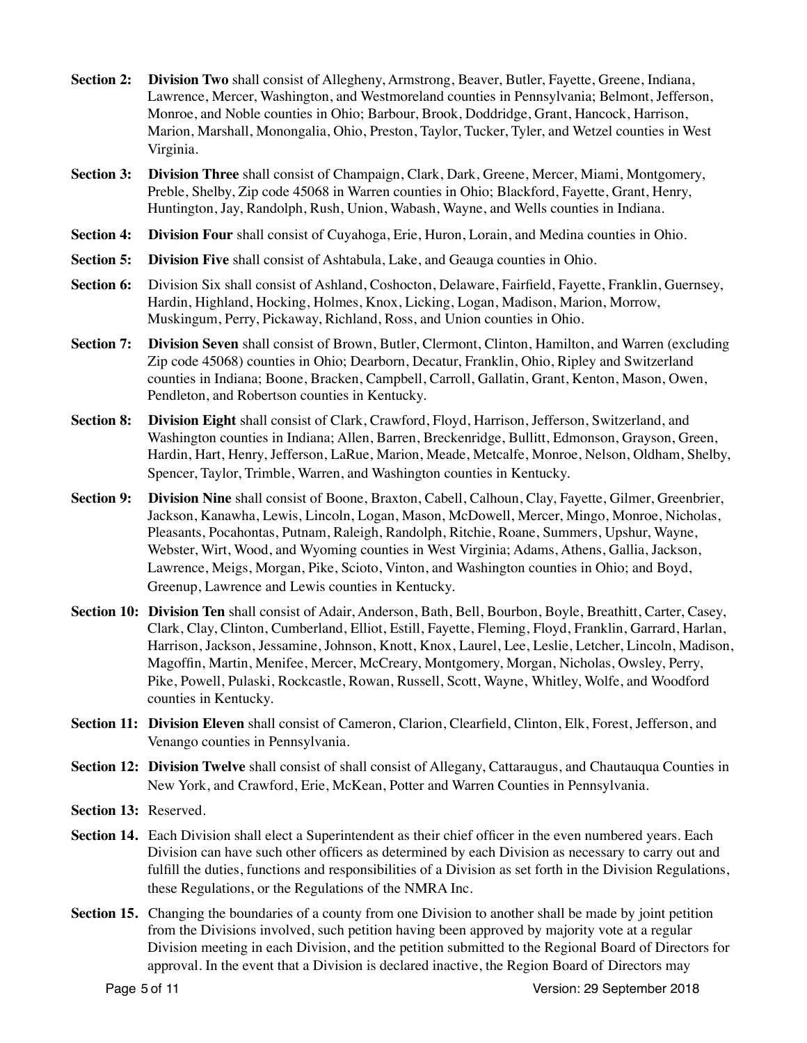**Section 2:** **Division Two** shall consist of Allegheny, Armstrong, Beaver, Butler, Fayette, Greene, Indiana, Lawrence, Mercer, Washington, and Westmoreland counties in Pennsylvania; Belmont, Jefferson, Monroe, and Noble counties in Ohio; Barbour, Brook, Doddridge, Grant, Hancock, Harrison, Marion, Marshall, Monongalia, Ohio, Preston, Taylor, Tucker, Tyler, and Wetzel counties in West Virginia.

**Section 3:** **Division Three** shall consist of Champaign, Clark, Dark, Greene, Mercer, Miami, Montgomery, Preble, Shelby, Zip code 45068 in Warren counties in Ohio; Blackford, Fayette, Grant, Henry, Huntington, Jay, Randolph, Rush, Union, Wabash, Wayne, and Wells counties in Indiana.

**Section 4:** **Division Four** shall consist of Cuyahoga, Erie, Huron, Lorain, and Medina counties in Ohio.

**Section 5:** **Division Five** shall consist of Ashtabula, Lake, and Geauga counties in Ohio.

**Section 6:** Division Six shall consist of Ashland, Coshocton, Delaware, Fairfield, Fayette, Franklin, Guernsey, Hardin, Highland, Hocking, Holmes, Knox, Licking, Logan, Madison, Marion, Morrow, Muskingum, Perry, Pickaway, Richland, Ross, and Union counties in Ohio.

**Section 7:** **Division Seven** shall consist of Brown, Butler, Clermont, Clinton, Hamilton, and Warren (excluding Zip code 45068) counties in Ohio; Dearborn, Decatur, Franklin, Ohio, Ripley and Switzerland counties in Indiana; Boone, Bracken, Campbell, Carroll, Gallatin, Grant, Kenton, Mason, Owen, Pendleton, and Robertson counties in Kentucky.

**Section 8:** **Division Eight** shall consist of Clark, Crawford, Floyd, Harrison, Jefferson, Switzerland, and Washington counties in Indiana; Allen, Barren, Breckenridge, Bullitt, Edmonson, Grayson, Green, Hardin, Hart, Henry, Jefferson, LaRue, Marion, Meade, Metcalfe, Monroe, Nelson, Oldham, Shelby, Spencer, Taylor, Trimble, Warren, and Washington counties in Kentucky.

**Section 9:** **Division Nine** shall consist of Boone, Braxton, Cabell, Calhoun, Clay, Fayette, Gilmer, Greenbrier, Jackson, Kanawha, Lewis, Lincoln, Logan, Mason, McDowell, Mercer, Mingo, Monroe, Nicholas, Pleasants, Pocahontas, Putnam, Raleigh, Randolph, Ritchie, Roane, Summers, Upshur, Wayne, Webster, Wirt, Wood, and Wyoming counties in West Virginia; Adams, Athens, Gallia, Jackson, Lawrence, Meigs, Morgan, Pike, Scioto, Vinton, and Washington counties in Ohio; and Boyd, Greenup, Lawrence and Lewis counties in Kentucky.

**Section 10:** **Division Ten** shall consist of Adair, Anderson, Bath, Bell, Bourbon, Boyle, Breathitt, Carter, Casey, Clark, Clay, Clinton, Cumberland, Elliot, Estill, Fayette, Fleming, Floyd, Franklin, Garrard, Harlan, Harrison, Jackson, Jessamine, Johnson, Knott, Knox, Laurel, Lee, Leslie, Letcher, Lincoln, Madison, Magoffin, Martin, Menifee, Mercer, McCreary, Montgomery, Morgan, Nicholas, Owsley, Perry, Pike, Powell, Pulaski, Rockcastle, Rowan, Russell, Scott, Wayne, Whitley, Wolfe, and Woodford counties in Kentucky.

**Section 11:** **Division Eleven** shall consist of Cameron, Clarion, Clearfield, Clinton, Elk, Forest, Jefferson, and Venango counties in Pennsylvania.

**Section 12:** **Division Twelve** shall consist of shall consist of Allegany, Cattaraugus, and Chautauqua Counties in New York, and Crawford, Erie, McKean, Potter and Warren Counties in Pennsylvania.

**Section 13:** Reserved.

**Section 14.** Each Division shall elect a Superintendent as their chief officer in the even numbered years. Each Division can have such other officers as determined by each Division as necessary to carry out and fulfill the duties, functions and responsibilities of a Division as set forth in the Division Regulations, these Regulations, or the Regulations of the NMRA Inc.

**Section 15.** Changing the boundaries of a county from one Division to another shall be made by joint petition from the Divisions involved, such petition having been approved by majority vote at a regular Division meeting in each Division, and the petition submitted to the Regional Board of Directors for approval. In the event that a Division is declared inactive, the Region Board of Directors may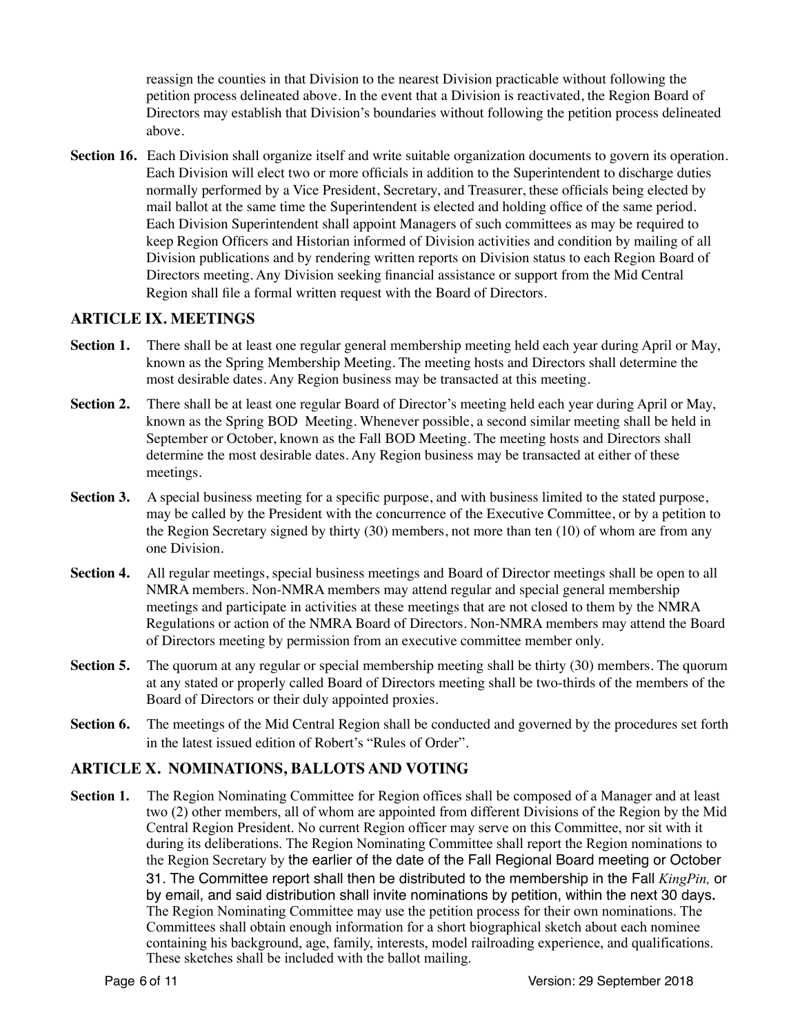reassign the counties in that Division to the nearest Division practicable without following the petition process delineated above. In the event that a Division is reactivated, the Region Board of Directors may establish that Division's boundaries without following the petition process delineated above.

**Section 16.** Each Division shall organize itself and write suitable organization documents to govern its operation. Each Division will elect two or more officials in addition to the Superintendent to discharge duties normally performed by a Vice President, Secretary, and Treasurer, these officials being elected by mail ballot at the same time the Superintendent is elected and holding office of the same period. Each Division Superintendent shall appoint Managers of such committees as may be required to keep Region Officers and Historian informed of Division activities and condition by mailing of all Division publications and by rendering written reports on Division status to each Region Board of Directors meeting. Any Division seeking financial assistance or support from the Mid Central Region shall file a formal written request with the Board of Directors.

## ARTICLE IX. MEETINGS

**Section 1.** There shall be at least one regular general membership meeting held each year during April or May, known as the Spring Membership Meeting. The meeting hosts and Directors shall determine the most desirable dates. Any Region business may be transacted at this meeting.

**Section 2.** There shall be at least one regular Board of Director's meeting held each year during April or May, known as the Spring BOD Meeting. Whenever possible, a second similar meeting shall be held in September or October, known as the Fall BOD Meeting. The meeting hosts and Directors shall determine the most desirable dates. Any Region business may be transacted at either of these meetings.

**Section 3.** A special business meeting for a specific purpose, and with business limited to the stated purpose, may be called by the President with the concurrence of the Executive Committee, or by a petition to the Region Secretary signed by thirty (30) members, not more than ten (10) of whom are from any one Division.

**Section 4.** All regular meetings, special business meetings and Board of Director meetings shall be open to all NMRA members. Non-NMRA members may attend regular and special general membership meetings and participate in activities at these meetings that are not closed to them by the NMRA Regulations or action of the NMRA Board of Directors. Non-NMRA members may attend the Board of Directors meeting by permission from an executive committee member only.

**Section 5.** The quorum at any regular or special membership meeting shall be thirty (30) members. The quorum at any stated or properly called Board of Directors meeting shall be two-thirds of the members of the Board of Directors or their duly appointed proxies.

**Section 6.** The meetings of the Mid Central Region shall be conducted and governed by the procedures set forth in the latest issued edition of Robert's "Rules of Order".

## ARTICLE X. NOMINATIONS, BALLOTS AND VOTING

**Section 1.** The Region Nominating Committee for Region offices shall be composed of a Manager and at least two (2) other members, all of whom are appointed from different Divisions of the Region by the Mid Central Region President. No current Region officer may serve on this Committee, nor sit with it during its deliberations. The Region Nominating Committee shall report the Region nominations to the Region Secretary by the earlier of the date of the Fall Regional Board meeting or October 31. The Committee report shall then be distributed to the membership in the Fall *KingPin,* or by email, and said distribution shall invite nominations by petition, within the next 30 days. The Region Nominating Committee may use the petition process for their own nominations. The Committees shall obtain enough information for a short biographical sketch about each nominee containing his background, age, family, interests, model railroading experience, and qualifications. These sketches shall be included with the ballot mailing.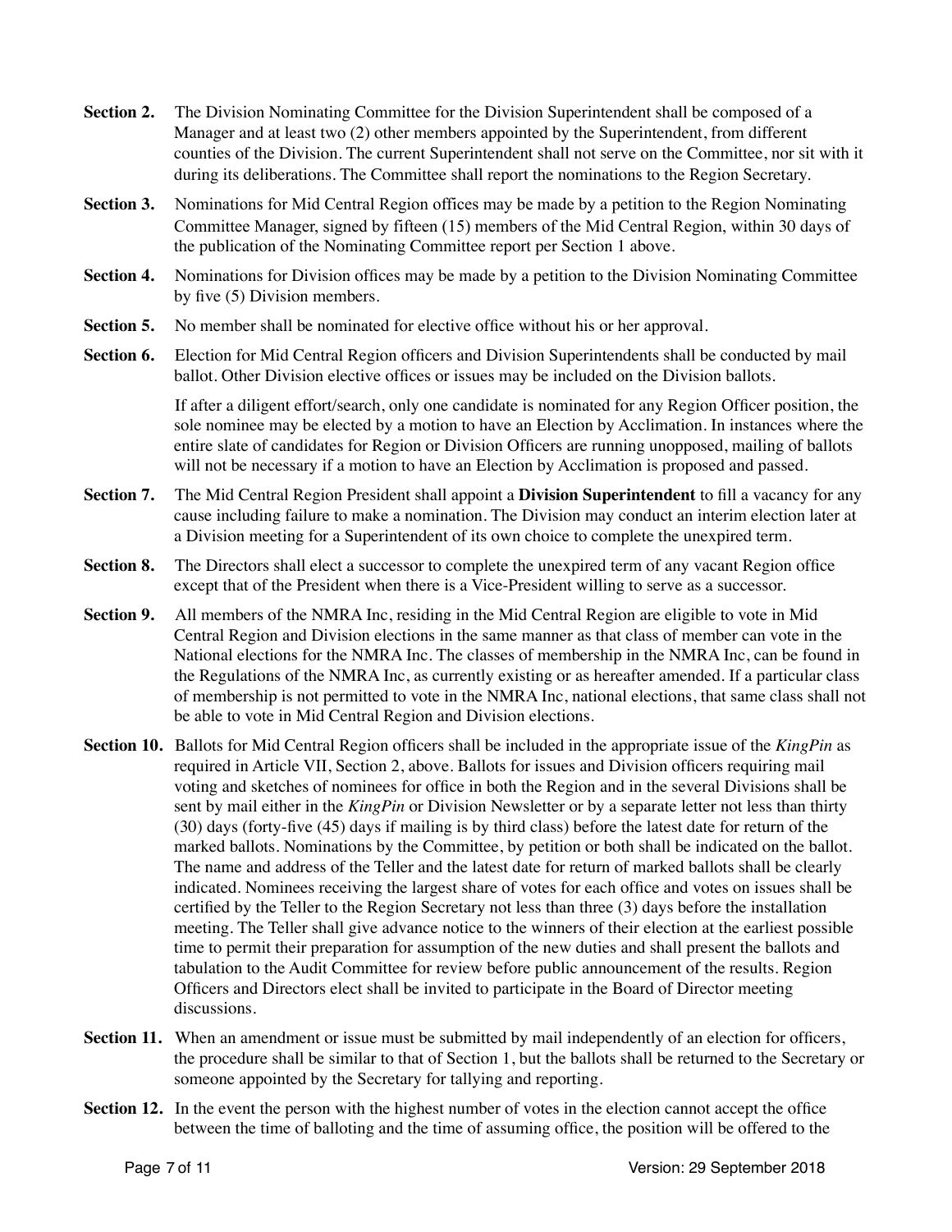**Section 2.** The Division Nominating Committee for the Division Superintendent shall be composed of a Manager and at least two (2) other members appointed by the Superintendent, from different counties of the Division. The current Superintendent shall not serve on the Committee, nor sit with it during its deliberations. The Committee shall report the nominations to the Region Secretary.

**Section 3.** Nominations for Mid Central Region offices may be made by a petition to the Region Nominating Committee Manager, signed by fifteen (15) members of the Mid Central Region, within 30 days of the publication of the Nominating Committee report per Section 1 above.

**Section 4.** Nominations for Division offices may be made by a petition to the Division Nominating Committee by five (5) Division members.

**Section 5.** No member shall be nominated for elective office without his or her approval.

**Section 6.** Election for Mid Central Region officers and Division Superintendents shall be conducted by mail ballot. Other Division elective offices or issues may be included on the Division ballots.

If after a diligent effort/search, only one candidate is nominated for any Region Officer position, the sole nominee may be elected by a motion to have an Election by Acclimation. In instances where the entire slate of candidates for Region or Division Officers are running unopposed, mailing of ballots will not be necessary if a motion to have an Election by Acclimation is proposed and passed.

**Section 7.** The Mid Central Region President shall appoint a **Division Superintendent** to fill a vacancy for any cause including failure to make a nomination. The Division may conduct an interim election later at a Division meeting for a Superintendent of its own choice to complete the unexpired term.

**Section 8.** The Directors shall elect a successor to complete the unexpired term of any vacant Region office except that of the President when there is a Vice-President willing to serve as a successor.

**Section 9.** All members of the NMRA Inc, residing in the Mid Central Region are eligible to vote in Mid Central Region and Division elections in the same manner as that class of member can vote in the National elections for the NMRA Inc. The classes of membership in the NMRA Inc, can be found in the Regulations of the NMRA Inc, as currently existing or as hereafter amended. If a particular class of membership is not permitted to vote in the NMRA Inc, national elections, that same class shall not be able to vote in Mid Central Region and Division elections.

**Section 10.** Ballots for Mid Central Region officers shall be included in the appropriate issue of the *KingPin* as required in Article VII, Section 2, above. Ballots for issues and Division officers requiring mail voting and sketches of nominees for office in both the Region and in the several Divisions shall be sent by mail either in the *KingPin* or Division Newsletter or by a separate letter not less than thirty (30) days (forty-five (45) days if mailing is by third class) before the latest date for return of the marked ballots. Nominations by the Committee, by petition or both shall be indicated on the ballot. The name and address of the Teller and the latest date for return of marked ballots shall be clearly indicated. Nominees receiving the largest share of votes for each office and votes on issues shall be certified by the Teller to the Region Secretary not less than three (3) days before the installation meeting. The Teller shall give advance notice to the winners of their election at the earliest possible time to permit their preparation for assumption of the new duties and shall present the ballots and tabulation to the Audit Committee for review before public announcement of the results. Region Officers and Directors elect shall be invited to participate in the Board of Director meeting discussions.

**Section 11.** When an amendment or issue must be submitted by mail independently of an election for officers, the procedure shall be similar to that of Section 1, but the ballots shall be returned to the Secretary or someone appointed by the Secretary for tallying and reporting.

**Section 12.** In the event the person with the highest number of votes in the election cannot accept the office between the time of balloting and the time of assuming office, the position will be offered to the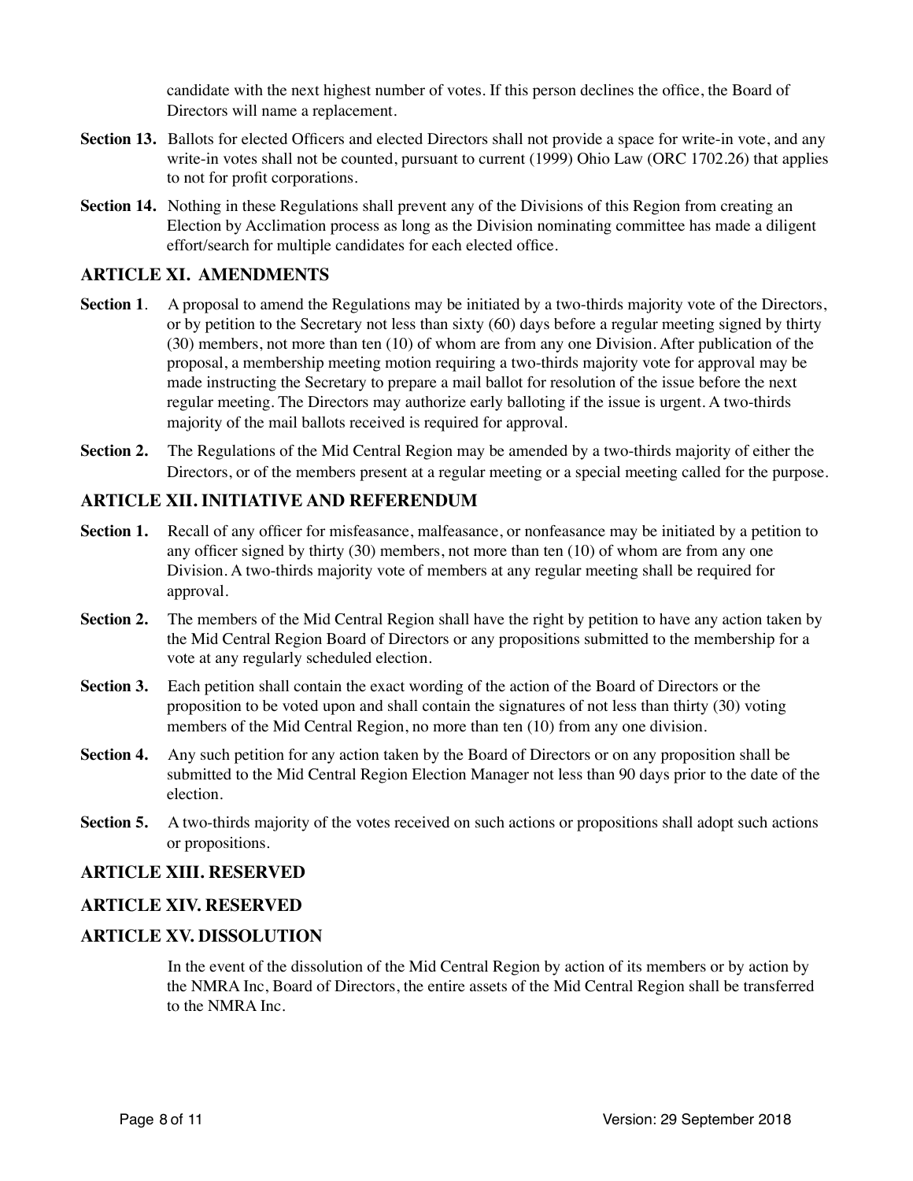candidate with the next highest number of votes. If this person declines the office, the Board of Directors will name a replacement.

**Section 13.** Ballots for elected Officers and elected Directors shall not provide a space for write-in vote, and any write-in votes shall not be counted, pursuant to current (1999) Ohio Law (ORC 1702.26) that applies to not for profit corporations.

**Section 14.** Nothing in these Regulations shall prevent any of the Divisions of this Region from creating an Election by Acclimation process as long as the Division nominating committee has made a diligent effort/search for multiple candidates for each elected office.

## ARTICLE XI. AMENDMENTS

**Section 1**. A proposal to amend the Regulations may be initiated by a two-thirds majority vote of the Directors, or by petition to the Secretary not less than sixty (60) days before a regular meeting signed by thirty (30) members, not more than ten (10) of whom are from any one Division. After publication of the proposal, a membership meeting motion requiring a two-thirds majority vote for approval may be made instructing the Secretary to prepare a mail ballot for resolution of the issue before the next regular meeting. The Directors may authorize early balloting if the issue is urgent. A two-thirds majority of the mail ballots received is required for approval.

**Section 2.** The Regulations of the Mid Central Region may be amended by a two-thirds majority of either the Directors, or of the members present at a regular meeting or a special meeting called for the purpose.

## ARTICLE XII. INITIATIVE AND REFERENDUM

**Section 1.** Recall of any officer for misfeasance, malfeasance, or nonfeasance may be initiated by a petition to any officer signed by thirty (30) members, not more than ten (10) of whom are from any one Division. A two-thirds majority vote of members at any regular meeting shall be required for approval.

**Section 2.** The members of the Mid Central Region shall have the right by petition to have any action taken by the Mid Central Region Board of Directors or any propositions submitted to the membership for a vote at any regularly scheduled election.

**Section 3.** Each petition shall contain the exact wording of the action of the Board of Directors or the proposition to be voted upon and shall contain the signatures of not less than thirty (30) voting members of the Mid Central Region, no more than ten (10) from any one division.

**Section 4.** Any such petition for any action taken by the Board of Directors or on any proposition shall be submitted to the Mid Central Region Election Manager not less than 90 days prior to the date of the election.

**Section 5.** A two-thirds majority of the votes received on such actions or propositions shall adopt such actions or propositions.

## ARTICLE XIII. RESERVED

## ARTICLE XIV. RESERVED

## ARTICLE XV. DISSOLUTION

In the event of the dissolution of the Mid Central Region by action of its members or by action by the NMRA Inc, Board of Directors, the entire assets of the Mid Central Region shall be transferred to the NMRA Inc.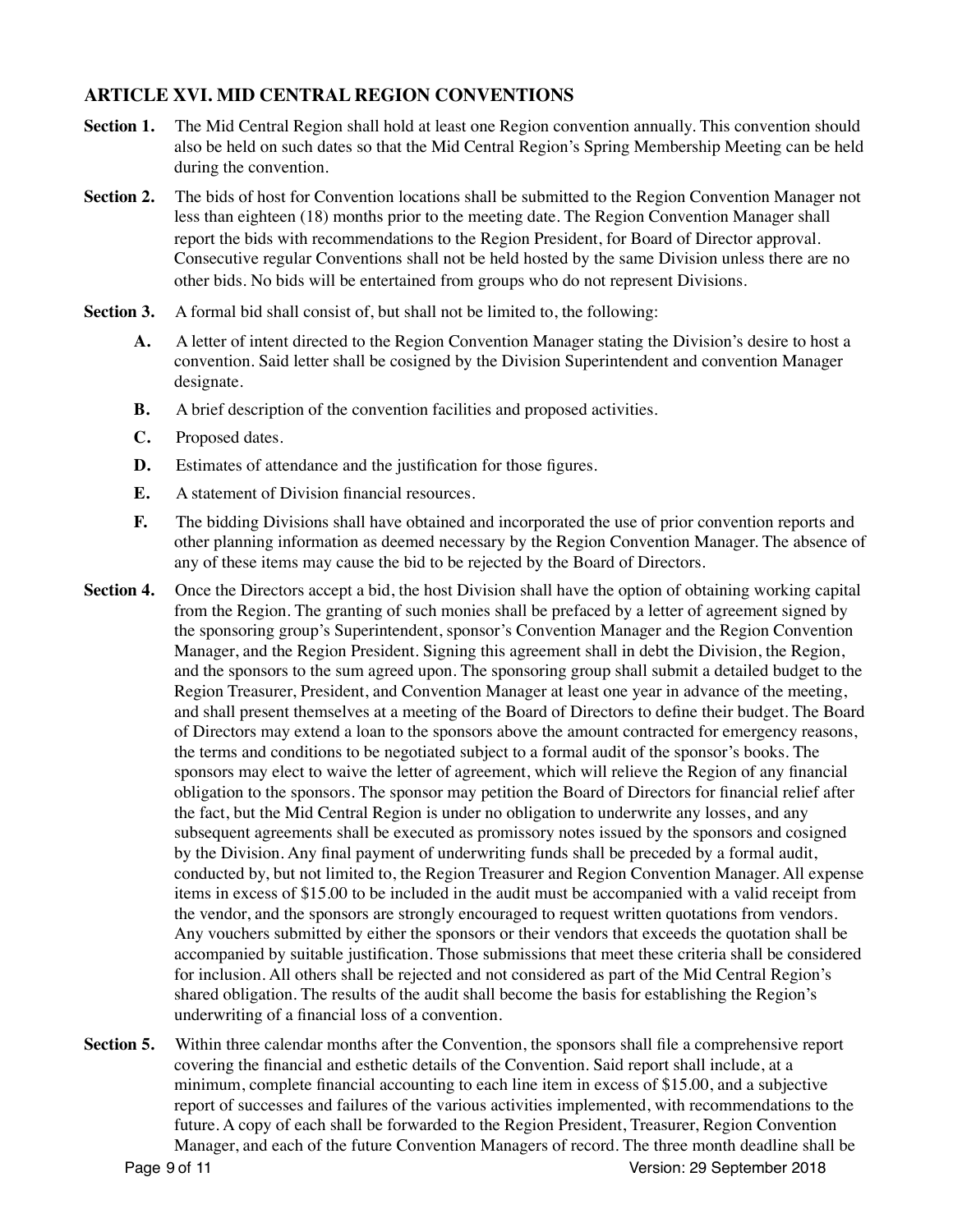## ARTICLE XVI. MID CENTRAL REGION CONVENTIONS

**Section 1.** The Mid Central Region shall hold at least one Region convention annually. This convention should also be held on such dates so that the Mid Central Region's Spring Membership Meeting can be held during the convention.

**Section 2.** The bids of host for Convention locations shall be submitted to the Region Convention Manager not less than eighteen (18) months prior to the meeting date. The Region Convention Manager shall report the bids with recommendations to the Region President, for Board of Director approval. Consecutive regular Conventions shall not be held hosted by the same Division unless there are no other bids. No bids will be entertained from groups who do not represent Divisions.

**Section 3.** A formal bid shall consist of, but shall not be limited to, the following:

- **A.** A letter of intent directed to the Region Convention Manager stating the Division's desire to host a convention. Said letter shall be cosigned by the Division Superintendent and convention Manager designate.
- **B.** A brief description of the convention facilities and proposed activities.
- **C.** Proposed dates.
- **D.** Estimates of attendance and the justification for those figures.
- **E.** A statement of Division financial resources.
- **F.** The bidding Divisions shall have obtained and incorporated the use of prior convention reports and other planning information as deemed necessary by the Region Convention Manager. The absence of any of these items may cause the bid to be rejected by the Board of Directors.

**Section 4.** Once the Directors accept a bid, the host Division shall have the option of obtaining working capital from the Region. The granting of such monies shall be prefaced by a letter of agreement signed by the sponsoring group's Superintendent, sponsor's Convention Manager and the Region Convention Manager, and the Region President. Signing this agreement shall in debt the Division, the Region, and the sponsors to the sum agreed upon. The sponsoring group shall submit a detailed budget to the Region Treasurer, President, and Convention Manager at least one year in advance of the meeting, and shall present themselves at a meeting of the Board of Directors to define their budget. The Board of Directors may extend a loan to the sponsors above the amount contracted for emergency reasons, the terms and conditions to be negotiated subject to a formal audit of the sponsor's books. The sponsors may elect to waive the letter of agreement, which will relieve the Region of any financial obligation to the sponsors. The sponsor may petition the Board of Directors for financial relief after the fact, but the Mid Central Region is under no obligation to underwrite any losses, and any subsequent agreements shall be executed as promissory notes issued by the sponsors and cosigned by the Division. Any final payment of underwriting funds shall be preceded by a formal audit, conducted by, but not limited to, the Region Treasurer and Region Convention Manager. All expense items in excess of $15.00 to be included in the audit must be accompanied with a valid receipt from the vendor, and the sponsors are strongly encouraged to request written quotations from vendors. Any vouchers submitted by either the sponsors or their vendors that exceeds the quotation shall be accompanied by suitable justification. Those submissions that meet these criteria shall be considered for inclusion. All others shall be rejected and not considered as part of the Mid Central Region's shared obligation. The results of the audit shall become the basis for establishing the Region's underwriting of a financial loss of a convention.

**Section 5.** Within three calendar months after the Convention, the sponsors shall file a comprehensive report covering the financial and esthetic details of the Convention. Said report shall include, at a minimum, complete financial accounting to each line item in excess of $15.00, and a subjective report of successes and failures of the various activities implemented, with recommendations to the future. A copy of each shall be forwarded to the Region President, Treasurer, Region Convention Manager, and each of the future Convention Managers of record. The three month deadline shall be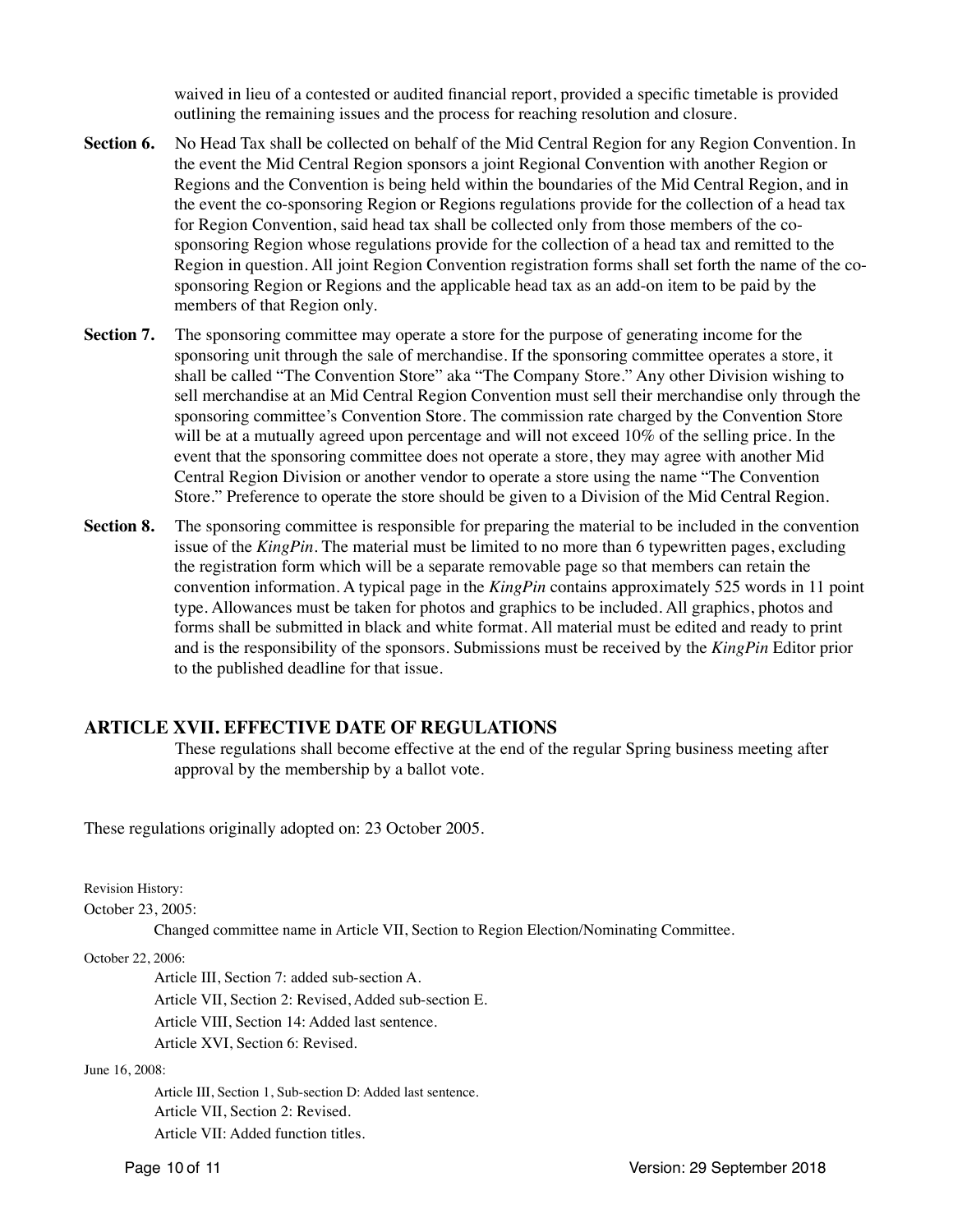waived in lieu of a contested or audited financial report, provided a specific timetable is provided outlining the remaining issues and the process for reaching resolution and closure.

**Section 6.** No Head Tax shall be collected on behalf of the Mid Central Region for any Region Convention. In the event the Mid Central Region sponsors a joint Regional Convention with another Region or Regions and the Convention is being held within the boundaries of the Mid Central Region, and in the event the co-sponsoring Region or Regions regulations provide for the collection of a head tax for Region Convention, said head tax shall be collected only from those members of the co-sponsoring Region whose regulations provide for the collection of a head tax and remitted to the Region in question. All joint Region Convention registration forms shall set forth the name of the co-sponsoring Region or Regions and the applicable head tax as an add-on item to be paid by the members of that Region only.

**Section 7.** The sponsoring committee may operate a store for the purpose of generating income for the sponsoring unit through the sale of merchandise. If the sponsoring committee operates a store, it shall be called "The Convention Store" aka "The Company Store." Any other Division wishing to sell merchandise at an Mid Central Region Convention must sell their merchandise only through the sponsoring committee's Convention Store. The commission rate charged by the Convention Store will be at a mutually agreed upon percentage and will not exceed 10% of the selling price. In the event that the sponsoring committee does not operate a store, they may agree with another Mid Central Region Division or another vendor to operate a store using the name "The Convention Store." Preference to operate the store should be given to a Division of the Mid Central Region.

**Section 8.** The sponsoring committee is responsible for preparing the material to be included in the convention issue of the *KingPin*. The material must be limited to no more than 6 typewritten pages, excluding the registration form which will be a separate removable page so that members can retain the convention information. A typical page in the *KingPin* contains approximately 525 words in 11 point type. Allowances must be taken for photos and graphics to be included. All graphics, photos and forms shall be submitted in black and white format. All material must be edited and ready to print and is the responsibility of the sponsors. Submissions must be received by the *KingPin* Editor prior to the published deadline for that issue.

## ARTICLE XVII. EFFECTIVE DATE OF REGULATIONS

These regulations shall become effective at the end of the regular Spring business meeting after approval by the membership by a ballot vote.

These regulations originally adopted on: 23 October 2005.

Revision History:

October 23, 2005:

Changed committee name in Article VII, Section to Region Election/Nominating Committee.

October 22, 2006:

Article III, Section 7: added sub-section A.
Article VII, Section 2: Revised, Added sub-section E.
Article VIII, Section 14: Added last sentence.
Article XVI, Section 6: Revised.

June 16, 2008:

Article III, Section 1, Sub-section D: Added last sentence.
Article VII, Section 2: Revised.
Article VII: Added function titles.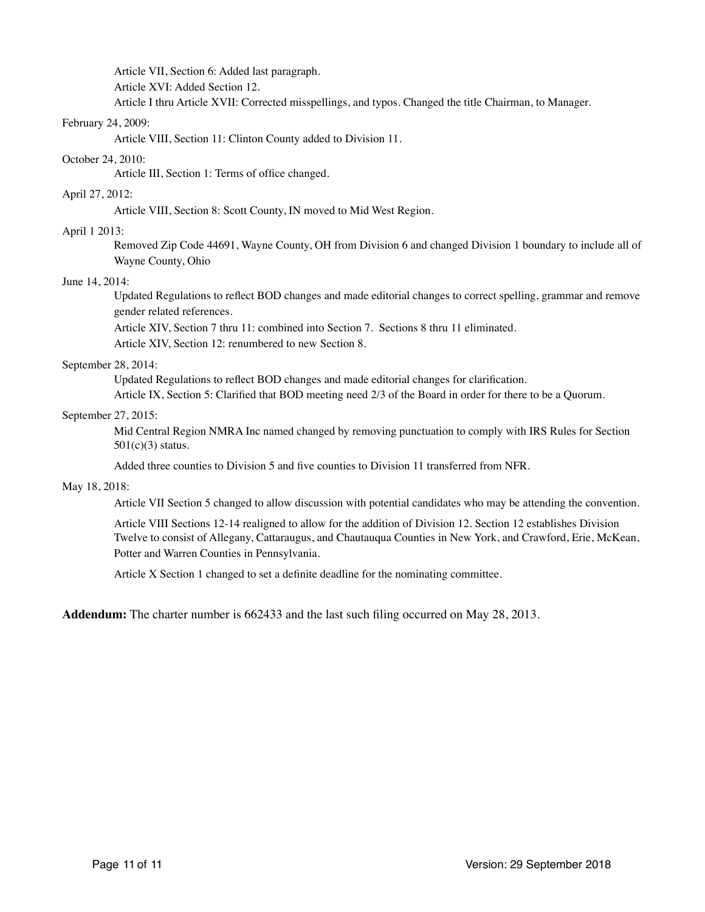Article VII, Section 6: Added last paragraph.

Article XVI: Added Section 12.

Article I thru Article XVII: Corrected misspellings, and typos. Changed the title Chairman, to Manager.

February 24, 2009:

Article VIII, Section 11: Clinton County added to Division 11.

October 24, 2010:

Article III, Section 1: Terms of office changed.

April 27, 2012:

Article VIII, Section 8: Scott County, IN moved to Mid West Region.

April 1 2013:

Removed Zip Code 44691, Wayne County, OH from Division 6 and changed Division 1 boundary to include all of Wayne County, Ohio

June 14, 2014:

Updated Regulations to reflect BOD changes and made editorial changes to correct spelling, grammar and remove gender related references.

Article XIV, Section 7 thru 11: combined into Section 7. Sections 8 thru 11 eliminated.

Article XIV, Section 12: renumbered to new Section 8.

September 28, 2014:

Updated Regulations to reflect BOD changes and made editorial changes for clarification.

Article IX, Section 5: Clarified that BOD meeting need 2/3 of the Board in order for there to be a Quorum.

September 27, 2015:

Mid Central Region NMRA Inc named changed by removing punctuation to comply with IRS Rules for Section 501(c)(3) status.

Added three counties to Division 5 and five counties to Division 11 transferred from NFR.

May 18, 2018:

Article VII Section 5 changed to allow discussion with potential candidates who may be attending the convention.

Article VIII Sections 12-14 realigned to allow for the addition of Division 12. Section 12 establishes Division Twelve to consist of Allegany, Cattaraugus, and Chautauqua Counties in New York, and Crawford, Erie, McKean, Potter and Warren Counties in Pennsylvania.

Article X Section 1 changed to set a definite deadline for the nominating committee.

**Addendum:** The charter number is 662433 and the last such filing occurred on May 28, 2013.